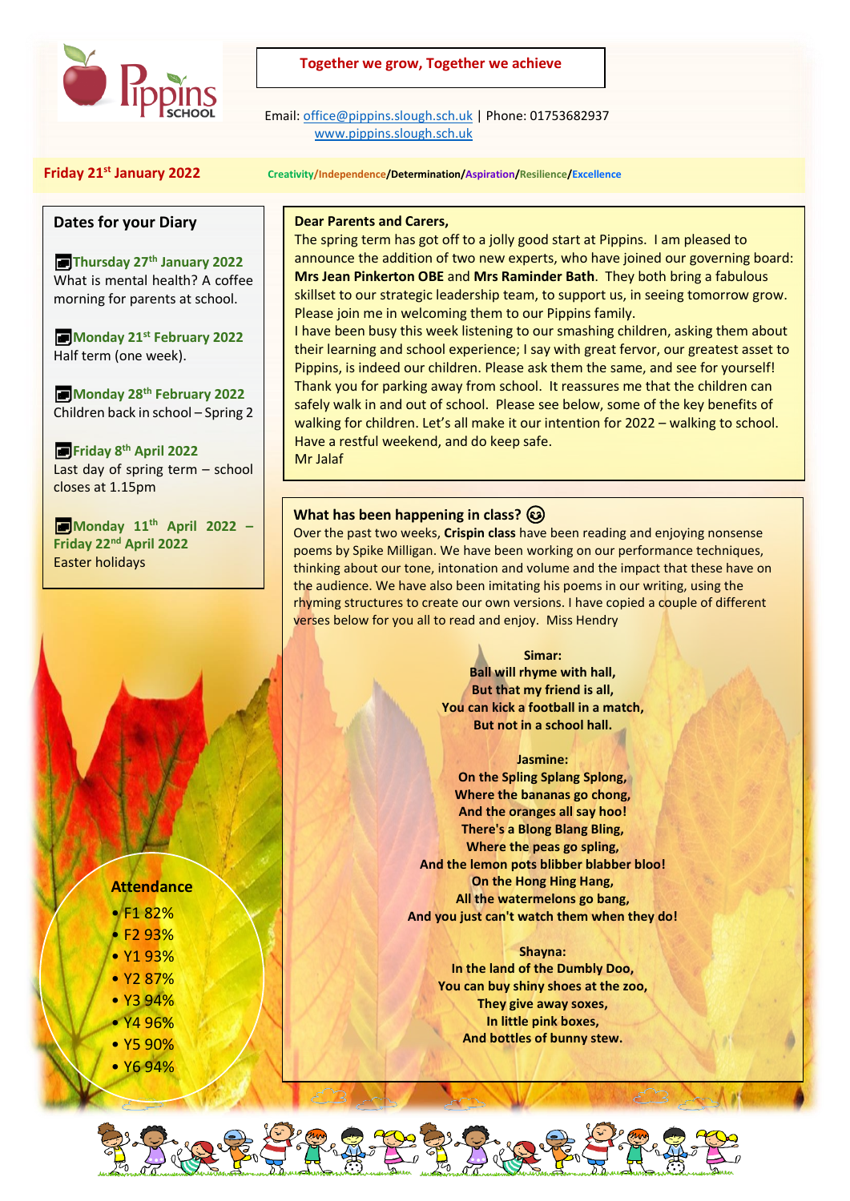# Pippins School

**Together we grow, Together we achieve**

Email: office@pippins.slough.sch.uk | Phone: 01753682937
www.pippins.slough.sch.uk

**Friday 21st January 2022**

Creativity/Independence/Determination/Aspiration/Resilience/Excellence

## Dates for your Diary

**Thursday 27th January 2022**
What is mental health? A coffee morning for parents at school.

**Monday 21st February 2022**
Half term (one week).

**Monday 28th February 2022**
Children back in school – Spring 2

**Friday 8th April 2022**
Last day of spring term – school closes at 1.15pm

**Monday 11th April 2022 – Friday 22nd April 2022**
Easter holidays

## Attendance

- F1 82%
- F2 93%
- Y1 93%
- Y2 87%
- Y3 94%
- Y4 96%
- Y5 90%
- Y6 94%

**Dear Parents and Carers,**

The spring term has got off to a jolly good start at Pippins. I am pleased to announce the addition of two new experts, who have joined our governing board: **Mrs Jean Pinkerton OBE** and **Mrs Raminder Bath**. They both bring a fabulous skillset to our strategic leadership team, to support us, in seeing tomorrow grow. Please join me in welcoming them to our Pippins family.

I have been busy this week listening to our smashing children, asking them about their learning and school experience; I say with great fervor, our greatest asset to Pippins, is indeed our children. Please ask them the same, and see for yourself! Thank you for parking away from school. It reassures me that the children can safely walk in and out of school. Please see below, some of the key benefits of walking for children. Let's all make it our intention for 2022 – walking to school.

Have a restful weekend, and do keep safe.

Mr Jalaf

## What has been happening in class? 😉

Over the past two weeks, **Crispin class** have been reading and enjoying nonsense poems by Spike Milligan. We have been working on our performance techniques, thinking about our tone, intonation and volume and the impact that these have on the audience. We have also been imitating his poems in our writing, using the rhyming structures to create our own versions. I have copied a couple of different verses below for you all to read and enjoy. Miss Hendry

**Simar:**
**Ball will rhyme with hall,**
**But that my friend is all,**
**You can kick a football in a match,**
**But not in a school hall.**

**Jasmine:**
**On the Spling Splang Splong,**
**Where the bananas go chong,**
**And the oranges all say hoo!**
**There's a Blong Blang Bling,**
**Where the peas go spling,**
**And the lemon pots blibber blabber bloo!**
**On the Hong Hing Hang,**
**All the watermelons go bang,**
**And you just can't watch them when they do!**

**Shayna:**
**In the land of the Dumbly Doo,**
**You can buy shiny shoes at the zoo,**
**They give away soxes,**
**In little pink boxes,**
**And bottles of bunny stew.**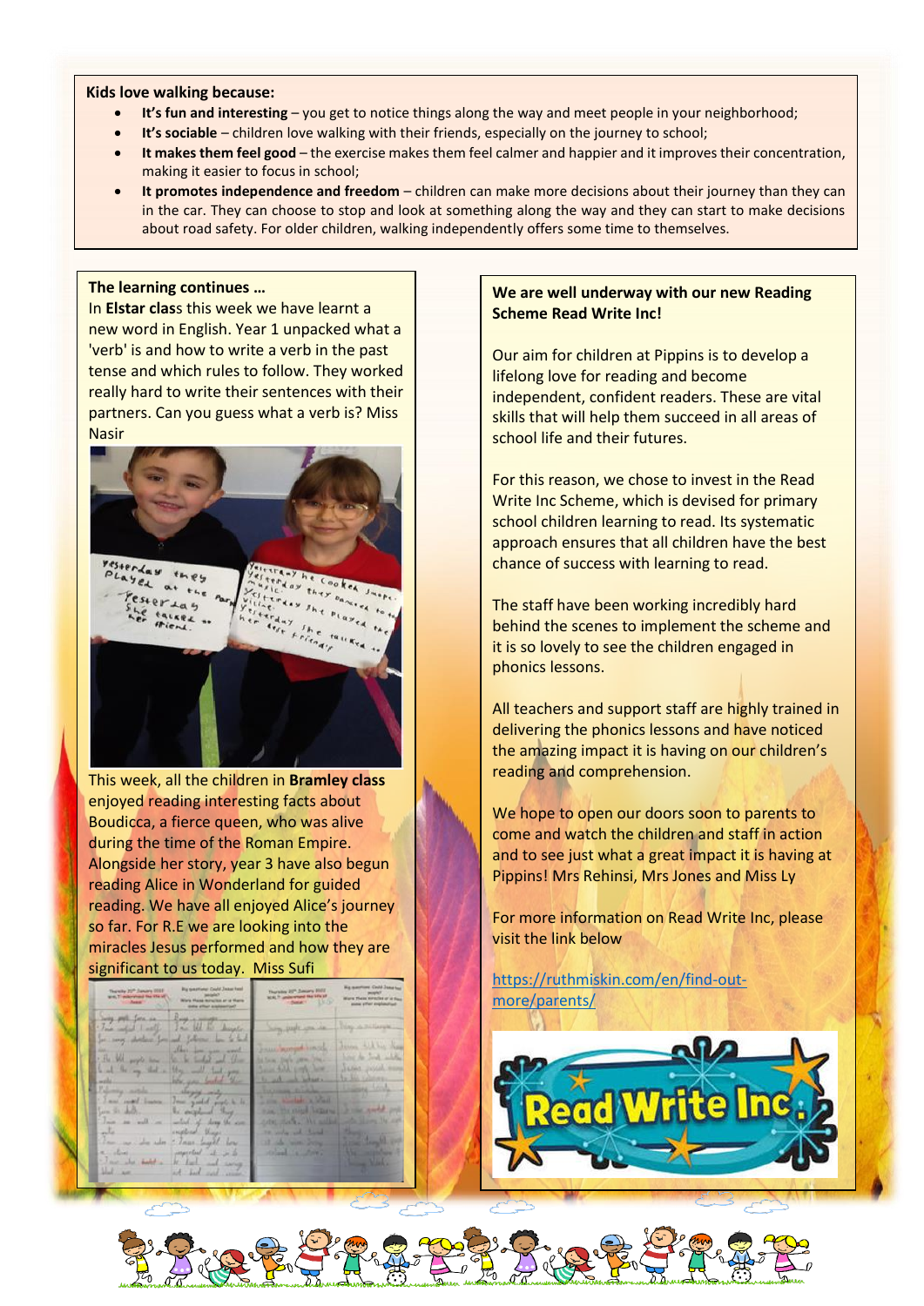**Kids love walking because:**

- **It's fun and interesting** – you get to notice things along the way and meet people in your neighborhood;
- **It's sociable** – children love walking with their friends, especially on the journey to school;
- **It makes them feel good** – the exercise makes them feel calmer and happier and it improves their concentration, making it easier to focus in school;
- **It promotes independence and freedom** – children can make more decisions about their journey than they can in the car. They can choose to stop and look at something along the way and they can start to make decisions about road safety. For older children, walking independently offers some time to themselves.

**The learning continues …**

In **Elstar class** this week we have learnt a new word in English. Year 1 unpacked what a 'verb' is and how to write a verb in the past tense and which rules to follow. They worked really hard to write their sentences with their partners. Can you guess what a verb is? Miss Nasir

This week, all the children in **Bramley class** enjoyed reading interesting facts about Boudicca, a fierce queen, who was alive during the time of the Roman Empire. Alongside her story, year 3 have also begun reading Alice in Wonderland for guided reading. We have all enjoyed Alice's journey so far. For R.E we are looking into the miracles Jesus performed and how they are significant to us today. Miss Sufi

**We are well underway with our new Reading Scheme Read Write Inc!**

Our aim for children at Pippins is to develop a lifelong love for reading and become independent, confident readers. These are vital skills that will help them succeed in all areas of school life and their futures.

For this reason, we chose to invest in the Read Write Inc Scheme, which is devised for primary school children learning to read. Its systematic approach ensures that all children have the best chance of success with learning to read.

The staff have been working incredibly hard behind the scenes to implement the scheme and it is so lovely to see the children engaged in phonics lessons.

All teachers and support staff are highly trained in delivering the phonics lessons and have noticed the amazing impact it is having on our children's reading and comprehension.

We hope to open our doors soon to parents to come and watch the children and staff in action and to see just what a great impact it is having at Pippins! Mrs Rehinsi, Mrs Jones and Miss Ly

For more information on Read Write Inc, please visit the link below

https://ruthmiskin.com/en/find-out-more/parents/